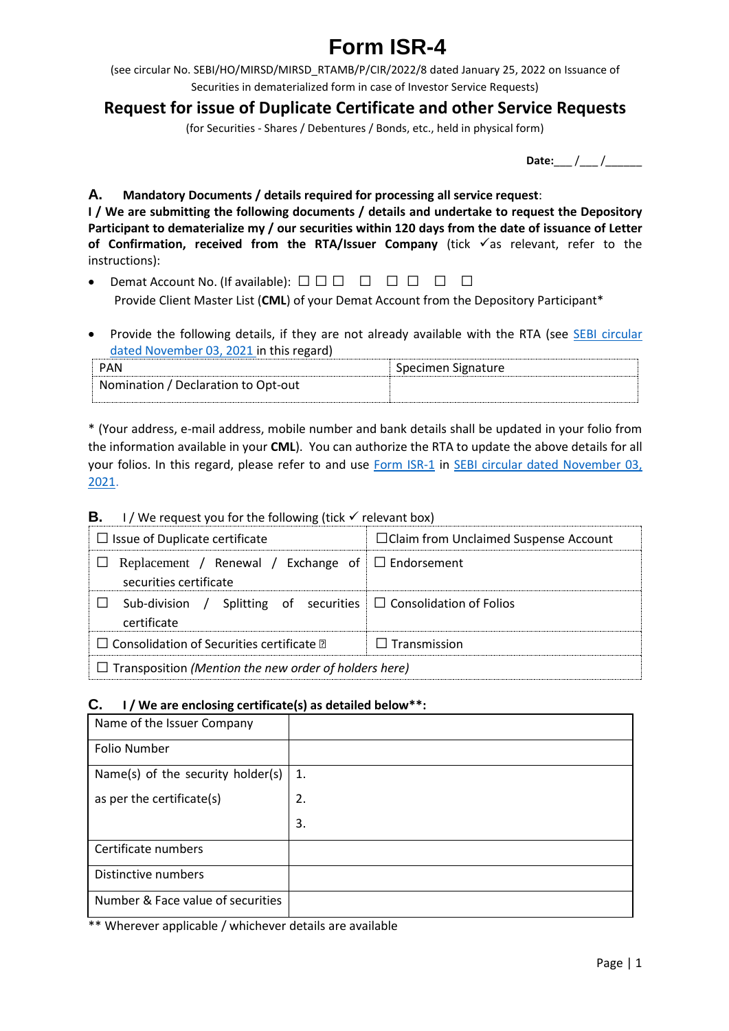# Form ISR-4

(see circular No. SEBI/HO/MIRSD/MIRSD_RTAMB/P/CIR/2022/8 dated January 25, 2022 on Issuance of Securities in dematerialized form in case of Investor Service Requests)

## Request for issue of Duplicate Certificate and other Service Requests

(for Securities - Shares / Debentures / Bonds, etc., held in physical form)

**Date:**___ /___ /______

**A. Mandatory Documents / details required for processing all service request**:
**I / We are submitting the following documents / details and undertake to request the Depository Participant to dematerialize my / our securities within 120 days from the date of issuance of Letter of Confirmation, received from the RTA/Issuer Company** (tick ✓as relevant, refer to the instructions):

- Demat Account No. (If available): ☐ ☐ ☐ ☐ ☐ ☐ ☐ ☐
  Provide Client Master List (**CML**) of your Demat Account from the Depository Participant*
- Provide the following details, if they are not already available with the RTA (see SEBI circular dated November 03, 2021 in this regard)

| PAN | Specimen Signature |
|---|---|
| Nomination / Declaration to Opt-out | |

* (Your address, e-mail address, mobile number and bank details shall be updated in your folio from the information available in your **CML**). You can authorize the RTA to update the above details for all your folios. In this regard, please refer to and use Form ISR-1 in SEBI circular dated November 03, 2021.

**B.** I / We request you for the following (tick ✓ relevant box)

| | |
|---|---|
| ☐ Issue of Duplicate certificate | ☐Claim from Unclaimed Suspense Account |
| ☐ Replacement / Renewal / Exchange of securities certificate | ☐ Endorsement |
| ☐ Sub-division / Splitting of securities certificate | ☐ Consolidation of Folios |
| ☐ Consolidation of Securities certificate | ☐ Transmission |
| ☐ Transposition *(Mention the new order of holders here)* | |

**C. I / We are enclosing certificate(s) as detailed below\*\*:**

| | |
|---|---|
| Name of the Issuer Company | |
| Folio Number | |
| Name(s) of the security holder(s) as per the certificate(s) | 1.<br>2.<br>3. |
| Certificate numbers | |
| Distinctive numbers | |
| Number & Face value of securities | |

** Wherever applicable / whichever details are available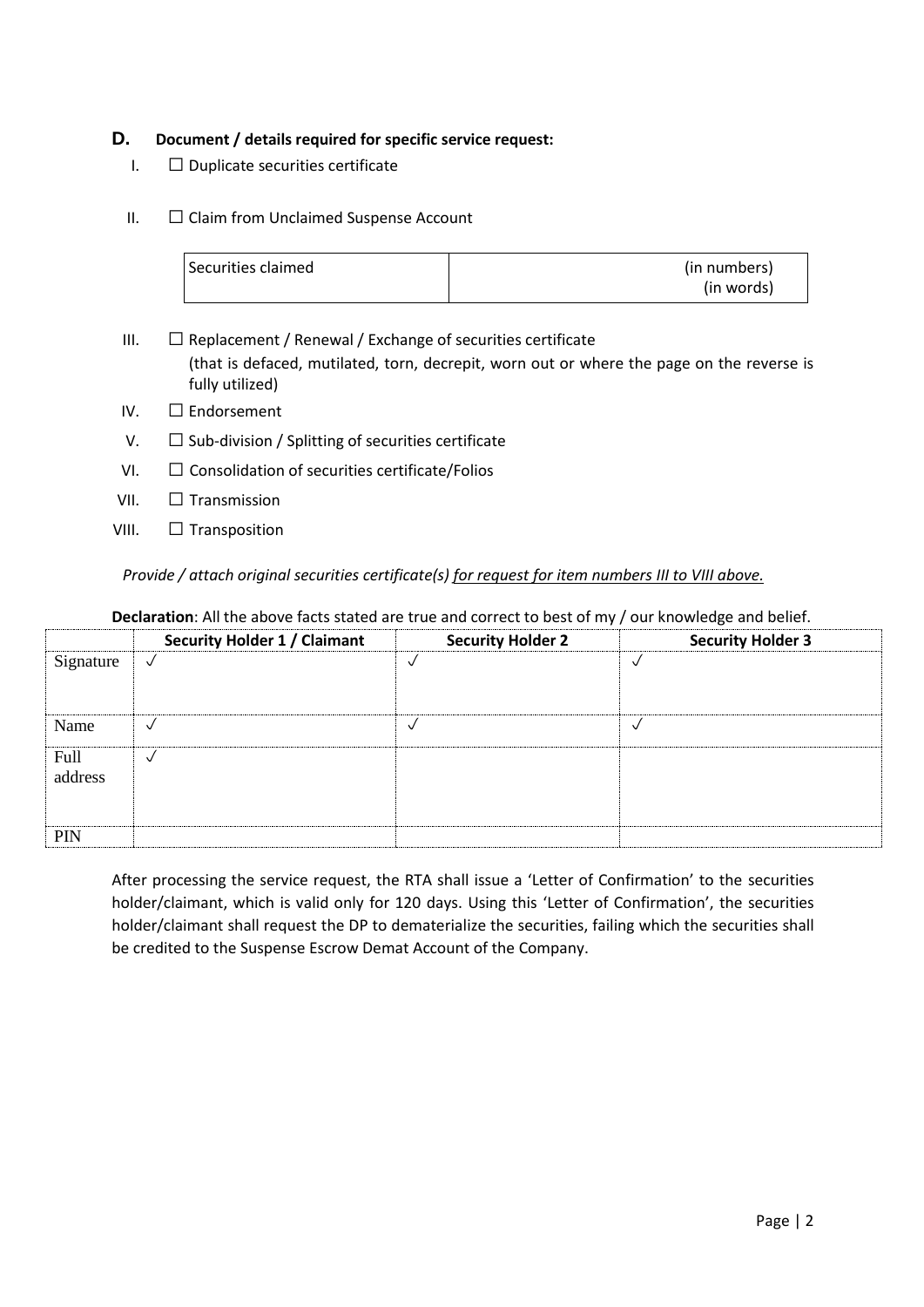## D. Document / details required for specific service request:

I. ☐ Duplicate securities certificate

II. ☐ Claim from Unclaimed Suspense Account

| | |
|---|---|
| Securities claimed | (in numbers)<br>(in words) |

III. ☐ Replacement / Renewal / Exchange of securities certificate
(that is defaced, mutilated, torn, decrepit, worn out or where the page on the reverse is fully utilized)

IV. ☐ Endorsement

V. ☐ Sub-division / Splitting of securities certificate

VI. ☐ Consolidation of securities certificate/Folios

VII. ☐ Transmission

VIII. ☐ Transposition

*Provide / attach original securities certificate(s) for request for item numbers III to VIII above.*

**Declaration**: All the above facts stated are true and correct to best of my / our knowledge and belief.

| | Security Holder 1 / Claimant | Security Holder 2 | Security Holder 3 |
|---|---|---|---|
| Signature | ✓ | ✓ | ✓ |
| Name | ✓ | ✓ | ✓ |
| Full address | ✓ | | |
| PIN | | | |

After processing the service request, the RTA shall issue a 'Letter of Confirmation' to the securities holder/claimant, which is valid only for 120 days. Using this 'Letter of Confirmation', the securities holder/claimant shall request the DP to dematerialize the securities, failing which the securities shall be credited to the Suspense Escrow Demat Account of the Company.